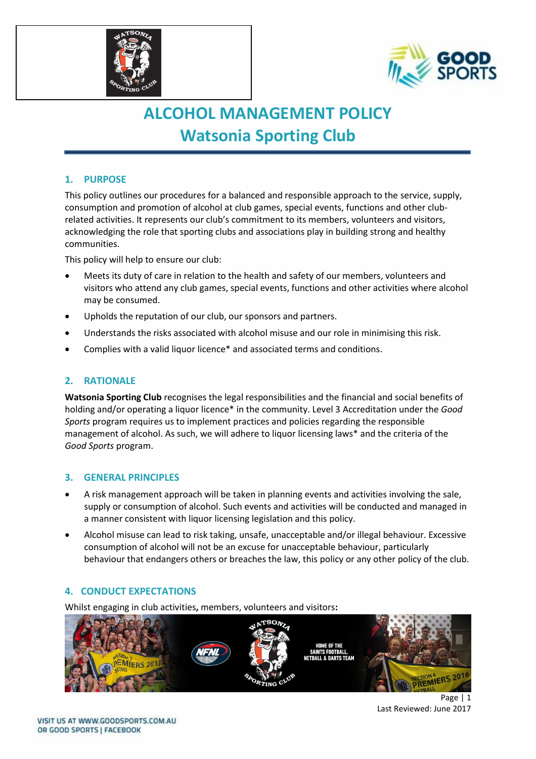# ALCOHOL MANAGEMENT POLICY
# Watsonia Sporting Club

## 1. PURPOSE

This policy outlines our procedures for a balanced and responsible approach to the service, supply, consumption and promotion of alcohol at club games, special events, functions and other club-related activities. It represents our club's commitment to its members, volunteers and visitors, acknowledging the role that sporting clubs and associations play in building strong and healthy communities.

This policy will help to ensure our club:

- Meets its duty of care in relation to the health and safety of our members, volunteers and visitors who attend any club games, special events, functions and other activities where alcohol may be consumed.
- Upholds the reputation of our club, our sponsors and partners.
- Understands the risks associated with alcohol misuse and our role in minimising this risk.
- Complies with a valid liquor licence* and associated terms and conditions.

## 2. RATIONALE

**Watsonia Sporting Club** recognises the legal responsibilities and the financial and social benefits of holding and/or operating a liquor licence* in the community. Level 3 Accreditation under the *Good Sports* program requires us to implement practices and policies regarding the responsible management of alcohol. As such, we will adhere to liquor licensing laws* and the criteria of the *Good Sports* program.

## 3. GENERAL PRINCIPLES

- A risk management approach will be taken in planning events and activities involving the sale, supply or consumption of alcohol. Such events and activities will be conducted and managed in a manner consistent with liquor licensing legislation and this policy.
- Alcohol misuse can lead to risk taking, unsafe, unacceptable and/or illegal behaviour. Excessive consumption of alcohol will not be an excuse for unacceptable behaviour, particularly behaviour that endangers others or breaches the law, this policy or any other policy of the club.

## 4. CONDUCT EXPECTATIONS

Whilst engaging in club activities**,** members, volunteers and visitors**:**

Last Reviewed: June 2017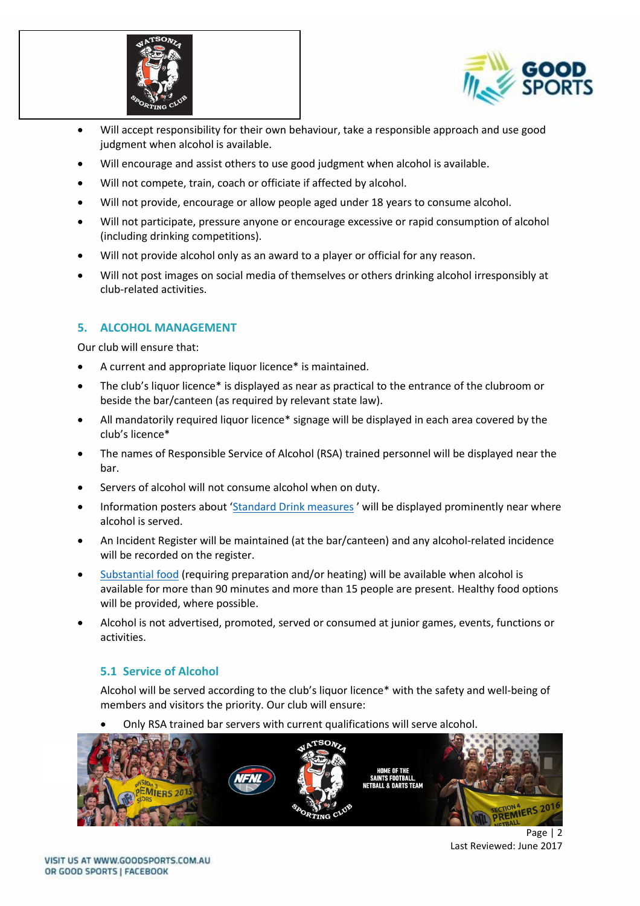- Will accept responsibility for their own behaviour, take a responsible approach and use good judgment when alcohol is available.
- Will encourage and assist others to use good judgment when alcohol is available.
- Will not compete, train, coach or officiate if affected by alcohol.
- Will not provide, encourage or allow people aged under 18 years to consume alcohol.
- Will not participate, pressure anyone or encourage excessive or rapid consumption of alcohol (including drinking competitions).
- Will not provide alcohol only as an award to a player or official for any reason.
- Will not post images on social media of themselves or others drinking alcohol irresponsibly at club-related activities.

## 5. ALCOHOL MANAGEMENT

Our club will ensure that:

- A current and appropriate liquor licence* is maintained.
- The club's liquor licence* is displayed as near as practical to the entrance of the clubroom or beside the bar/canteen (as required by relevant state law).
- All mandatorily required liquor licence* signage will be displayed in each area covered by the club's licence*
- The names of Responsible Service of Alcohol (RSA) trained personnel will be displayed near the bar.
- Servers of alcohol will not consume alcohol when on duty.
- Information posters about 'Standard Drink measures ' will be displayed prominently near where alcohol is served.
- An Incident Register will be maintained (at the bar/canteen) and any alcohol-related incidence will be recorded on the register.
- Substantial food (requiring preparation and/or heating) will be available when alcohol is available for more than 90 minutes and more than 15 people are present. Healthy food options will be provided, where possible.
- Alcohol is not advertised, promoted, served or consumed at junior games, events, functions or activities.

### 5.1 Service of Alcohol

Alcohol will be served according to the club's liquor licence* with the safety and well-being of members and visitors the priority. Our club will ensure:

- Only RSA trained bar servers with current qualifications will serve alcohol.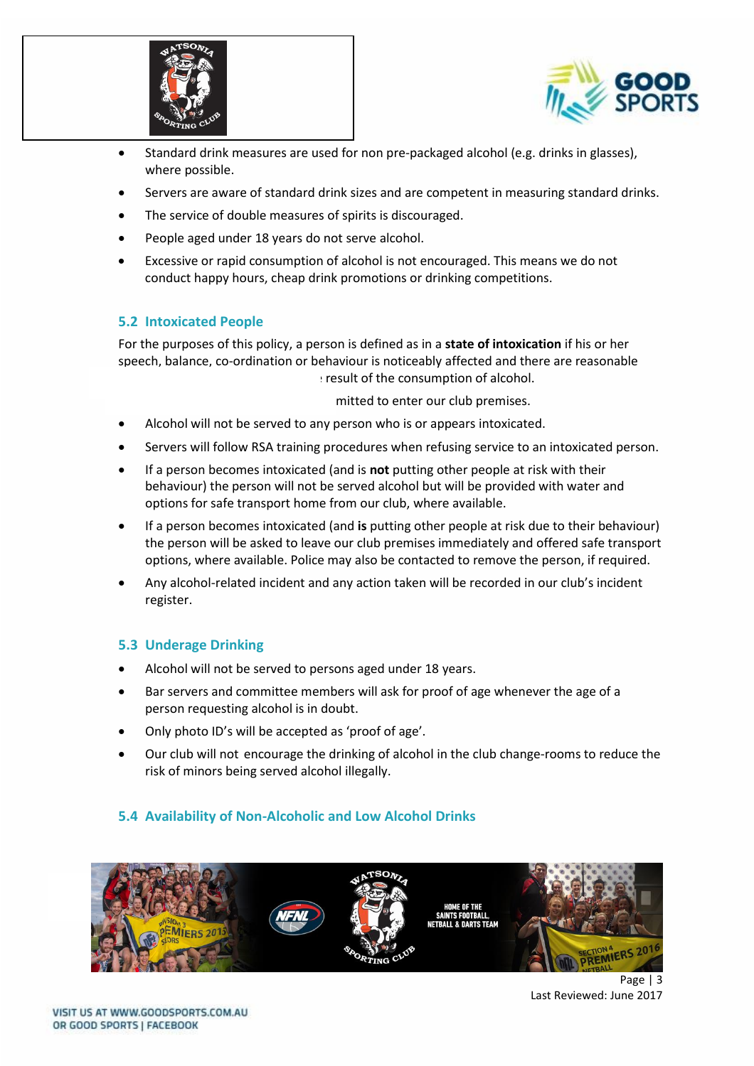- Standard drink measures are used for non pre-packaged alcohol (e.g. drinks in glasses), where possible.
- Servers are aware of standard drink sizes and are competent in measuring standard drinks.
- The service of double measures of spirits is discouraged.
- People aged under 18 years do not serve alcohol.
- Excessive or rapid consumption of alcohol is not encouraged. This means we do not conduct happy hours, cheap drink promotions or drinking competitions.

### 5.2 Intoxicated People

For the purposes of this policy, a person is defined as in a **state of intoxication** if his or her speech, balance, co-ordination or behaviour is noticeably affected and there are reasonable result of the consumption of alcohol.

mitted to enter our club premises.

- Alcohol will not be served to any person who is or appears intoxicated.
- Servers will follow RSA training procedures when refusing service to an intoxicated person.
- If a person becomes intoxicated (and is **not** putting other people at risk with their behaviour) the person will not be served alcohol but will be provided with water and options for safe transport home from our club, where available.
- If a person becomes intoxicated (and **is** putting other people at risk due to their behaviour) the person will be asked to leave our club premises immediately and offered safe transport options, where available. Police may also be contacted to remove the person, if required.
- Any alcohol-related incident and any action taken will be recorded in our club's incident register.

### 5.3 Underage Drinking

- Alcohol will not be served to persons aged under 18 years.
- Bar servers and committee members will ask for proof of age whenever the age of a person requesting alcohol is in doubt.
- Only photo ID's will be accepted as 'proof of age'.
- Our club will not encourage the drinking of alcohol in the club change-rooms to reduce the risk of minors being served alcohol illegally.

### 5.4 Availability of Non-Alcoholic and Low Alcohol Drinks

Last Reviewed: June 2017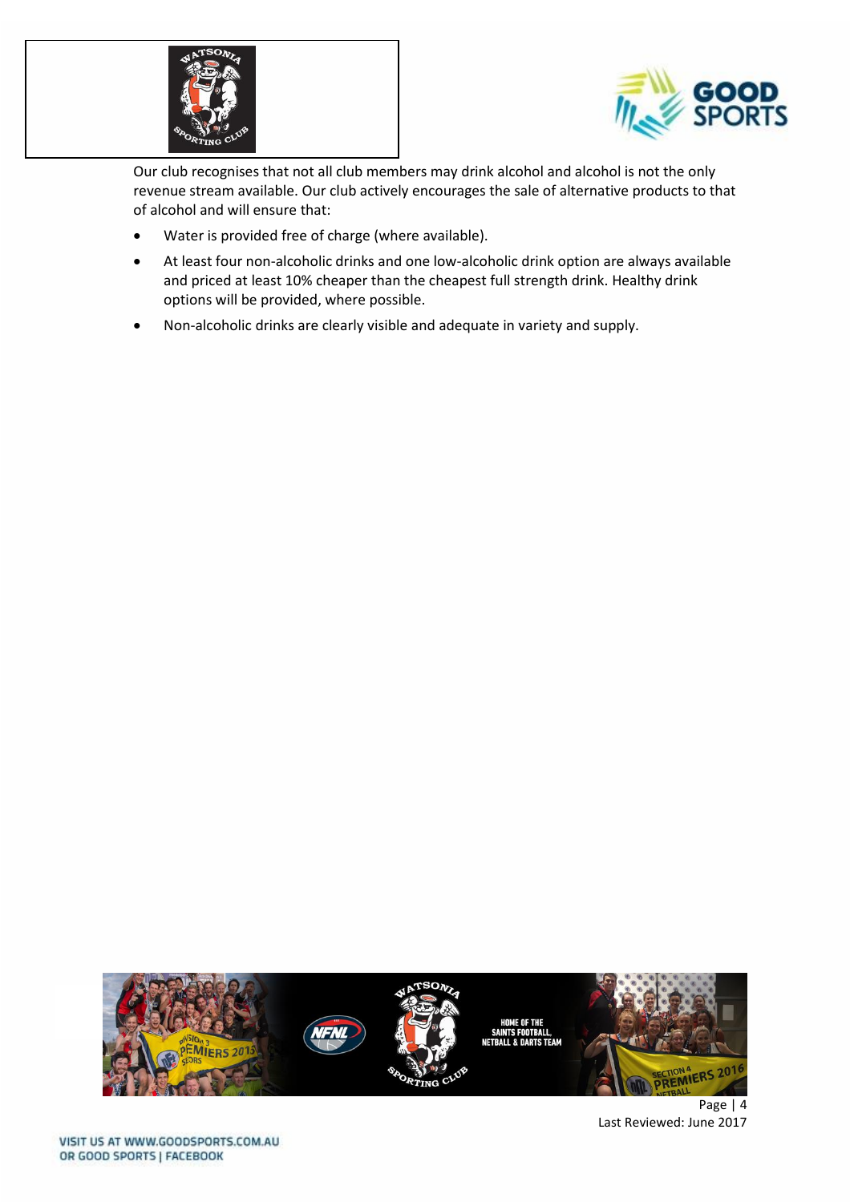Our club recognises that not all club members may drink alcohol and alcohol is not the only revenue stream available. Our club actively encourages the sale of alternative products to that of alcohol and will ensure that:

- Water is provided free of charge (where available).
- At least four non-alcoholic drinks and one low-alcoholic drink option are always available and priced at least 10% cheaper than the cheapest full strength drink. Healthy drink options will be provided, where possible.
- Non-alcoholic drinks are clearly visible and adequate in variety and supply.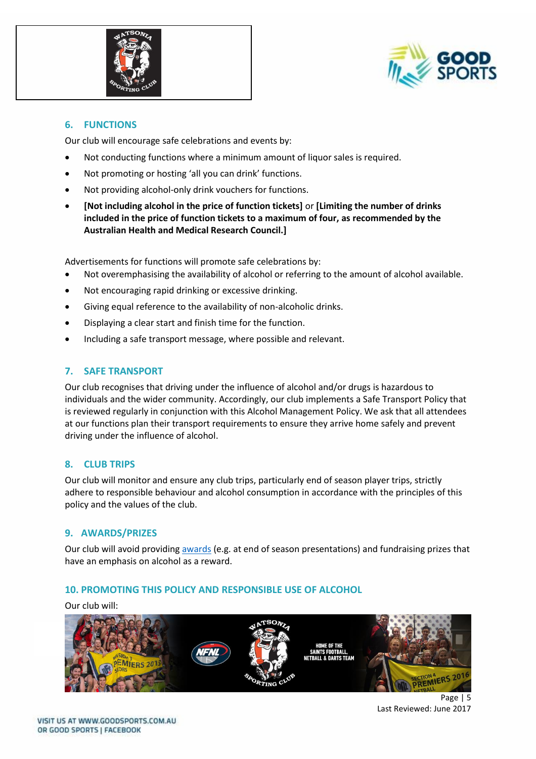## 6. FUNCTIONS

Our club will encourage safe celebrations and events by:

- Not conducting functions where a minimum amount of liquor sales is required.
- Not promoting or hosting 'all you can drink' functions.
- Not providing alcohol-only drink vouchers for functions.
- **[Not including alcohol in the price of function tickets]** or **[Limiting the number of drinks included in the price of function tickets to a maximum of four, as recommended by the Australian Health and Medical Research Council.]**

Advertisements for functions will promote safe celebrations by:

- Not overemphasising the availability of alcohol or referring to the amount of alcohol available.
- Not encouraging rapid drinking or excessive drinking.
- Giving equal reference to the availability of non-alcoholic drinks.
- Displaying a clear start and finish time for the function.
- Including a safe transport message, where possible and relevant.

## 7. SAFE TRANSPORT

Our club recognises that driving under the influence of alcohol and/or drugs is hazardous to individuals and the wider community. Accordingly, our club implements a Safe Transport Policy that is reviewed regularly in conjunction with this Alcohol Management Policy. We ask that all attendees at our functions plan their transport requirements to ensure they arrive home safely and prevent driving under the influence of alcohol.

## 8. CLUB TRIPS

Our club will monitor and ensure any club trips, particularly end of season player trips, strictly adhere to responsible behaviour and alcohol consumption in accordance with the principles of this policy and the values of the club.

## 9. AWARDS/PRIZES

Our club will avoid providing awards (e.g. at end of season presentations) and fundraising prizes that have an emphasis on alcohol as a reward.

## 10. PROMOTING THIS POLICY AND RESPONSIBLE USE OF ALCOHOL

Our club will:

Last Reviewed: June 2017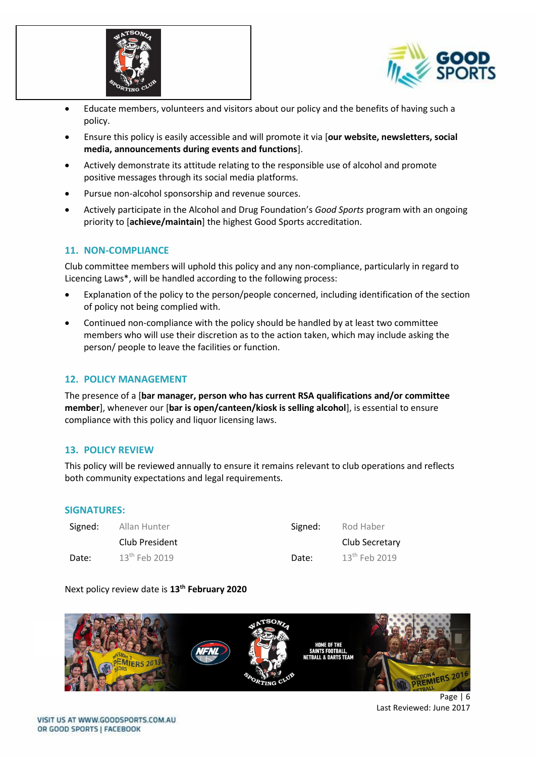- Educate members, volunteers and visitors about our policy and the benefits of having such a policy.
- Ensure this policy is easily accessible and will promote it via [**our website, newsletters, social media, announcements during events and functions**].
- Actively demonstrate its attitude relating to the responsible use of alcohol and promote positive messages through its social media platforms.
- Pursue non-alcohol sponsorship and revenue sources.
- Actively participate in the Alcohol and Drug Foundation's *Good Sports* program with an ongoing priority to [**achieve/maintain**] the highest Good Sports accreditation.

## 11. NON-COMPLIANCE

Club committee members will uphold this policy and any non-compliance, particularly in regard to Licencing Laws*, will be handled according to the following process:

- Explanation of the policy to the person/people concerned, including identification of the section of policy not being complied with.
- Continued non-compliance with the policy should be handled by at least two committee members who will use their discretion as to the action taken, which may include asking the person/ people to leave the facilities or function.

## 12. POLICY MANAGEMENT

The presence of a [**bar manager, person who has current RSA qualifications and/or committee member**], whenever our [**bar is open/canteen/kiosk is selling alcohol**], is essential to ensure compliance with this policy and liquor licensing laws.

## 13. POLICY REVIEW

This policy will be reviewed annually to ensure it remains relevant to club operations and reflects both community expectations and legal requirements.

## SIGNATURES:

| Signed: | Allan Hunter | Signed: | Rod Haber |
|---|---|---|---|
| | Club President | | Club Secretary |
| Date: | 13th Feb 2019 | Date: | 13th Feb 2019 |

Next policy review date is **13th February 2020**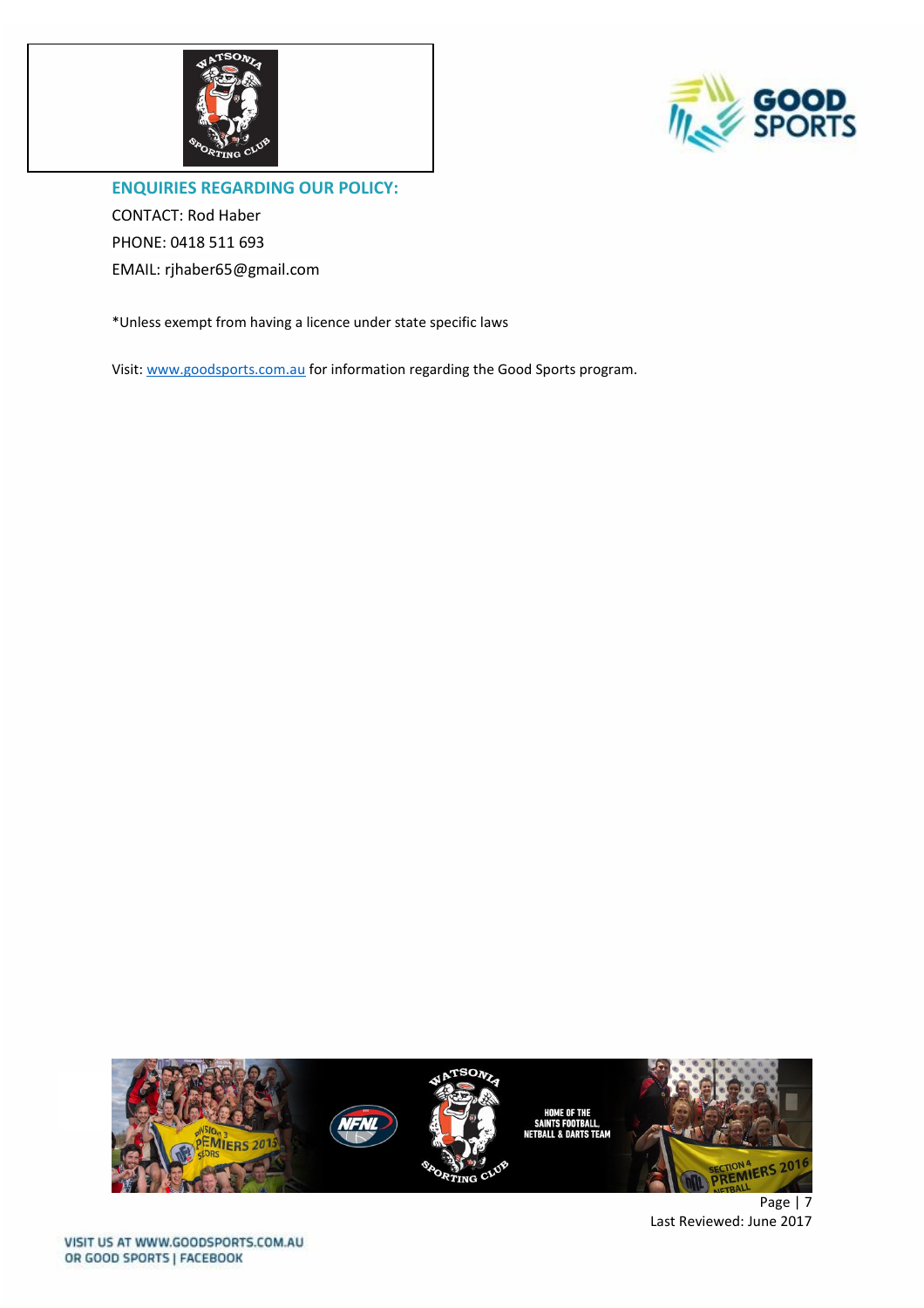## ENQUIRIES REGARDING OUR POLICY:

CONTACT: Rod Haber

PHONE: 0418 511 693

EMAIL: rjhaber65@gmail.com

*Unless exempt from having a licence under state specific laws

Visit: www.goodsports.com.au for information regarding the Good Sports program.

Last Reviewed: June 2017

VISIT US AT WWW.GOODSPORTS.COM.AU
OR GOOD SPORTS | FACEBOOK